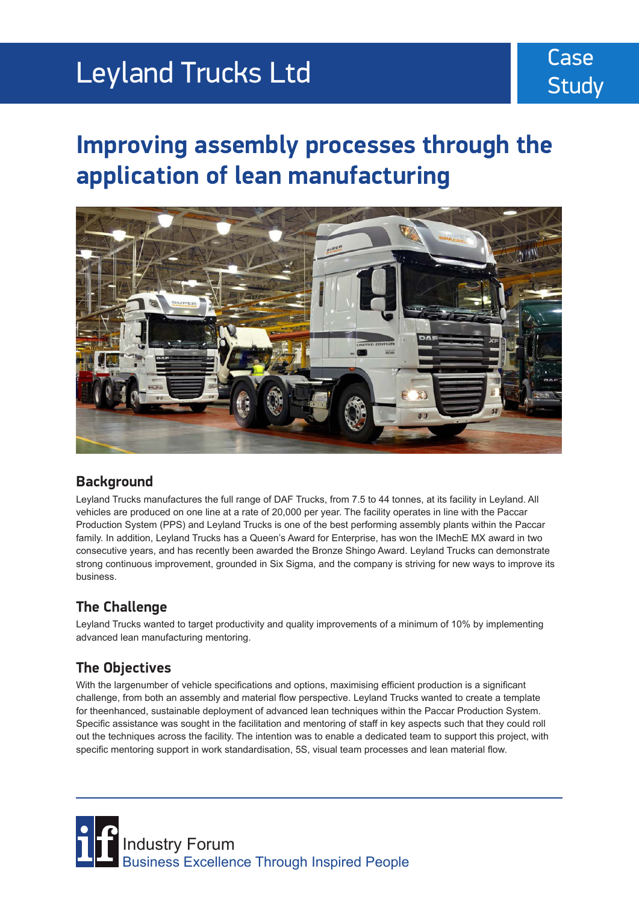# Leyland Trucks Ltd

Case Study

## Improving assembly processes through the application of lean manufacturing

### Background

Leyland Trucks manufactures the full range of DAF Trucks, from 7.5 to 44 tonnes, at its facility in Leyland. All vehicles are produced on one line at a rate of 20,000 per year. The facility operates in line with the Paccar Production System (PPS) and Leyland Trucks is one of the best performing assembly plants within the Paccar family. In addition, Leyland Trucks has a Queen's Award for Enterprise, has won the IMechE MX award in two consecutive years, and has recently been awarded the Bronze Shingo Award. Leyland Trucks can demonstrate strong continuous improvement, grounded in Six Sigma, and the company is striving for new ways to improve its business.

### The Challenge

Leyland Trucks wanted to target productivity and quality improvements of a minimum of 10% by implementing advanced lean manufacturing mentoring.

### The Objectives

With the largenumber of vehicle specifications and options, maximising efficient production is a significant challenge, from both an assembly and material flow perspective. Leyland Trucks wanted to create a template for theenhanced, sustainable deployment of advanced lean techniques within the Paccar Production System. Specific assistance was sought in the facilitation and mentoring of staff in key aspects such that they could roll out the techniques across the facility. The intention was to enable a dedicated team to support this project, with specific mentoring support in work standardisation, 5S, visual team processes and lean material flow.

Industry Forum
Business Excellence Through Inspired People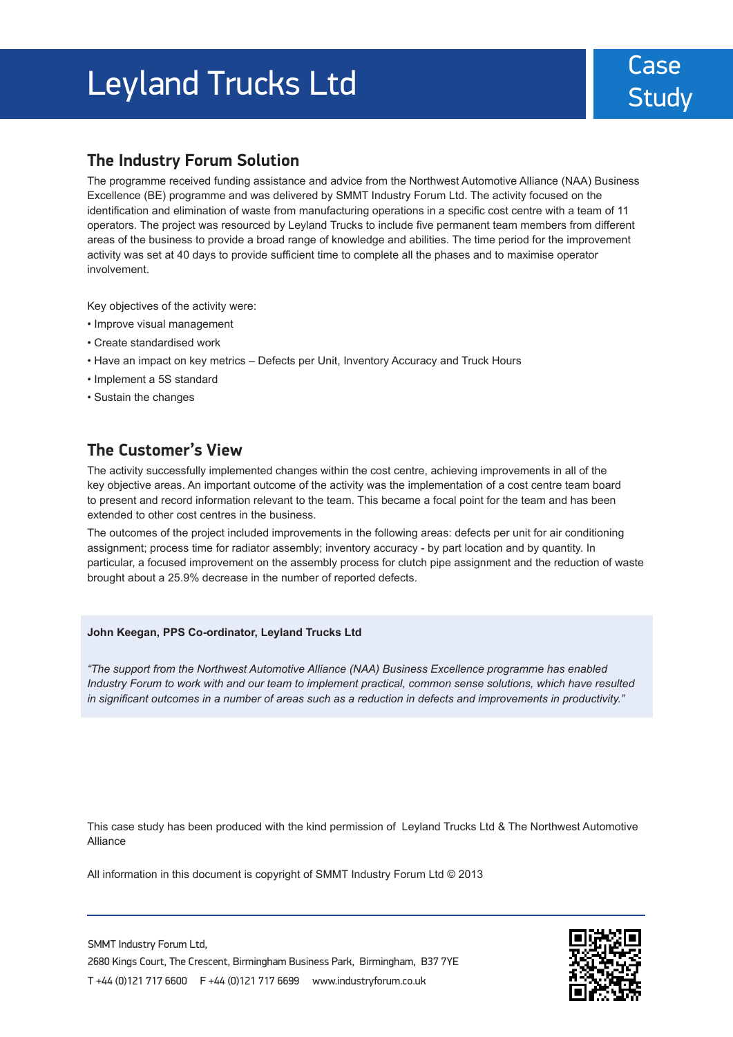# Leyland Trucks Ltd

Case Study

## The Industry Forum Solution

The programme received funding assistance and advice from the Northwest Automotive Alliance (NAA) Business Excellence (BE) programme and was delivered by SMMT Industry Forum Ltd. The activity focused on the identification and elimination of waste from manufacturing operations in a specific cost centre with a team of 11 operators. The project was resourced by Leyland Trucks to include five permanent team members from different areas of the business to provide a broad range of knowledge and abilities. The time period for the improvement activity was set at 40 days to provide sufficient time to complete all the phases and to maximise operator involvement.

Key objectives of the activity were:

- Improve visual management
- Create standardised work
- Have an impact on key metrics – Defects per Unit, Inventory Accuracy and Truck Hours
- Implement a 5S standard
- Sustain the changes

## The Customer's View

The activity successfully implemented changes within the cost centre, achieving improvements in all of the key objective areas. An important outcome of the activity was the implementation of a cost centre team board to present and record information relevant to the team. This became a focal point for the team and has been extended to other cost centres in the business.

The outcomes of the project included improvements in the following areas: defects per unit for air conditioning assignment; process time for radiator assembly; inventory accuracy - by part location and by quantity. In particular, a focused improvement on the assembly process for clutch pipe assignment and the reduction of waste brought about a 25.9% decrease in the number of reported defects.

**John Keegan, PPS Co-ordinator, Leyland Trucks Ltd**

*"The support from the Northwest Automotive Alliance (NAA) Business Excellence programme has enabled Industry Forum to work with and our team to implement practical, common sense solutions, which have resulted in significant outcomes in a number of areas such as a reduction in defects and improvements in productivity."*

This case study has been produced with the kind permission of Leyland Trucks Ltd & The Northwest Automotive Alliance

All information in this document is copyright of SMMT Industry Forum Ltd © 2013

SMMT Industry Forum Ltd,
2680 Kings Court, The Crescent, Birmingham Business Park, Birmingham, B37 7YE
T +44 (0)121 717 6600 F +44 (0)121 717 6699 www.industryforum.co.uk